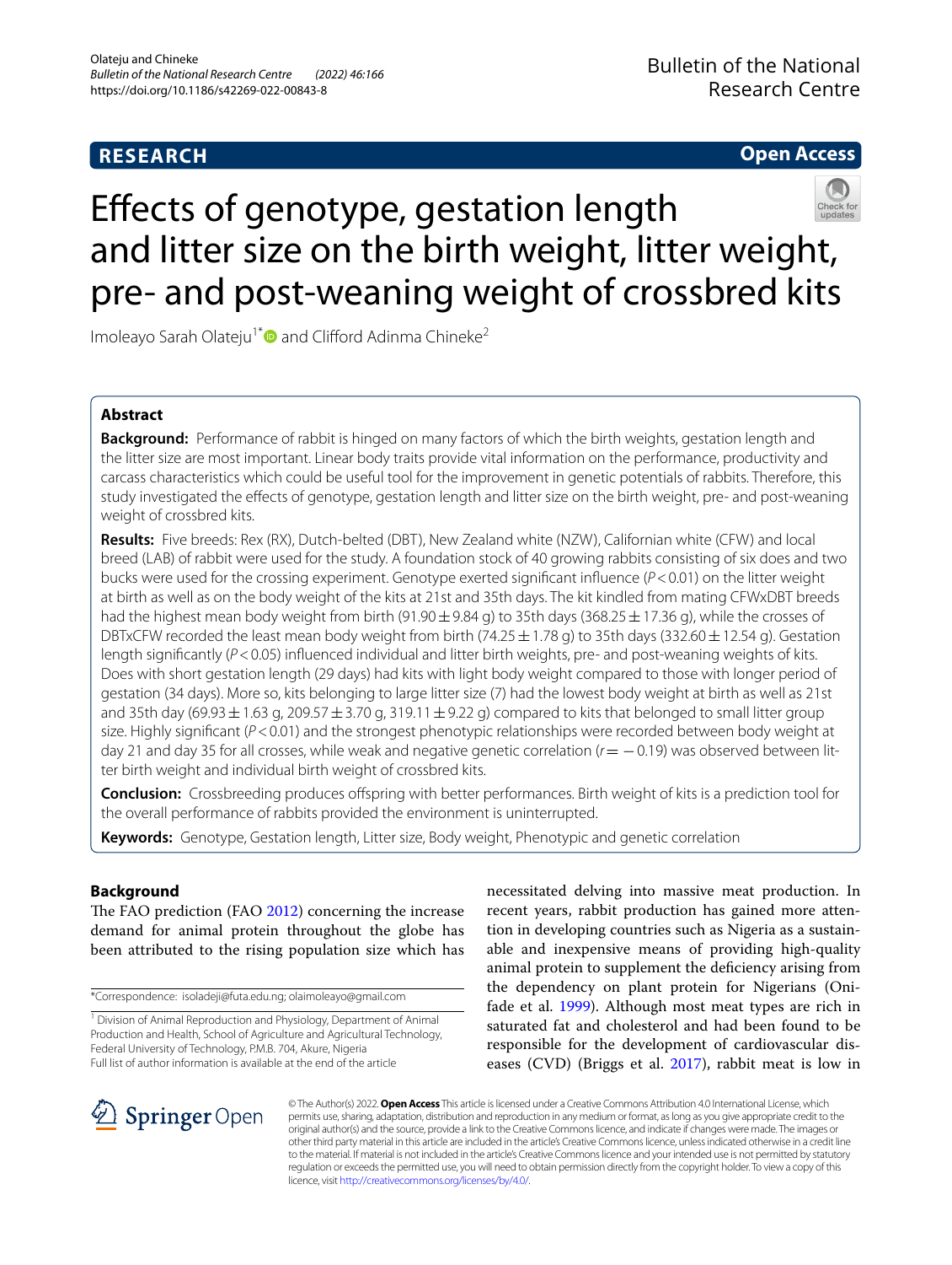**RESEARCH** **Open Access**

# Effects of genotype, gestation length and litter size on the birth weight, litter weight, pre- and post-weaning weight of crossbred kits

Imoleayo Sarah Olateju[1*] and Clifford Adinma Chineke[2]

## Abstract

**Background:** Performance of rabbit is hinged on many factors of which the birth weights, gestation length and the litter size are most important. Linear body traits provide vital information on the performance, productivity and carcass characteristics which could be useful tool for the improvement in genetic potentials of rabbits. Therefore, this study investigated the effects of genotype, gestation length and litter size on the birth weight, pre- and post-weaning weight of crossbred kits.

**Results:** Five breeds: Rex (RX), Dutch-belted (DBT), New Zealand white (NZW), Californian white (CFW) and local breed (LAB) of rabbit were used for the study. A foundation stock of 40 growing rabbits consisting of six does and two bucks were used for the crossing experiment. Genotype exerted significant influence ($P<0.01$) on the litter weight at birth as well as on the body weight of the kits at 21st and 35th days. The kit kindled from mating CFWxDBT breeds had the highest mean body weight from birth (91.90 ± 9.84 g) to 35th days (368.25 ± 17.36 g), while the crosses of DBTxCFW recorded the least mean body weight from birth (74.25 ± 1.78 g) to 35th days (332.60 ± 12.54 g). Gestation length significantly ($P<0.05$) influenced individual and litter birth weights, pre- and post-weaning weights of kits. Does with short gestation length (29 days) had kits with light body weight compared to those with longer period of gestation (34 days). More so, kits belonging to large litter size (7) had the lowest body weight at birth as well as 21st and 35th day (69.93 ± 1.63 g, 209.57 ± 3.70 g, 319.11 ± 9.22 g) compared to kits that belonged to small litter group size. Highly significant ($P<0.01$) and the strongest phenotypic relationships were recorded between body weight at day 21 and day 35 for all crosses, while weak and negative genetic correlation ($r=-0.19$) was observed between litter birth weight and individual birth weight of crossbred kits.

**Conclusion:** Crossbreeding produces offspring with better performances. Birth weight of kits is a prediction tool for the overall performance of rabbits provided the environment is uninterrupted.

**Keywords:** Genotype, Gestation length, Litter size, Body weight, Phenotypic and genetic correlation

## Background

The FAO prediction (FAO 2012) concerning the increase demand for animal protein throughout the globe has been attributed to the rising population size which has necessitated delving into massive meat production. In recent years, rabbit production has gained more attention in developing countries such as Nigeria as a sustainable and inexpensive means of providing high-quality animal protein to supplement the deficiency arising from the dependency on plant protein for Nigerians (Onifade et al. 1999). Although most meat types are rich in saturated fat and cholesterol and had been found to be responsible for the development of cardiovascular diseases (CVD) (Briggs et al. 2017), rabbit meat is low in

*Correspondence: isoladeji@futa.edu.ng; olaimoleayo@gmail.com

[1] Division of Animal Reproduction and Physiology, Department of Animal Production and Health, School of Agriculture and Agricultural Technology, Federal University of Technology, P.M.B. 704, Akure, Nigeria
Full list of author information is available at the end of the article

© The Author(s) 2022. **Open Access** This article is licensed under a Creative Commons Attribution 4.0 International License, which permits use, sharing, adaptation, distribution and reproduction in any medium or format, as long as you give appropriate credit to the original author(s) and the source, provide a link to the Creative Commons licence, and indicate if changes were made. The images or other third party material in this article are included in the article's Creative Commons licence, unless indicated otherwise in a credit line to the material. If material is not included in the article's Creative Commons licence and your intended use is not permitted by statutory regulation or exceeds the permitted use, you will need to obtain permission directly from the copyright holder. To view a copy of this licence, visit http://creativecommons.org/licenses/by/4.0/.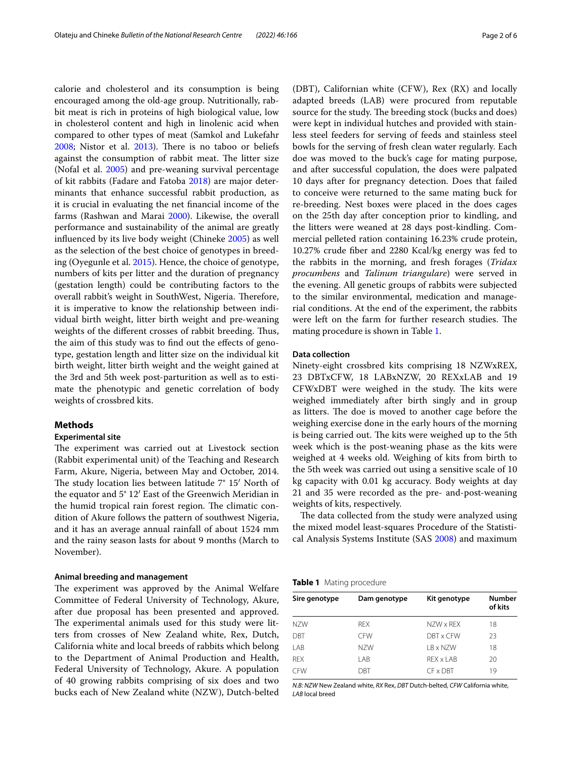calorie and cholesterol and its consumption is being encouraged among the old-age group. Nutritionally, rabbit meat is rich in proteins of high biological value, low in cholesterol content and high in linolenic acid when compared to other types of meat (Samkol and Lukefahr 2008; Nistor et al. 2013). There is no taboo or beliefs against the consumption of rabbit meat. The litter size (Nofal et al. 2005) and pre-weaning survival percentage of kit rabbits (Fadare and Fatoba 2018) are major determinants that enhance successful rabbit production, as it is crucial in evaluating the net financial income of the farms (Rashwan and Marai 2000). Likewise, the overall performance and sustainability of the animal are greatly influenced by its live body weight (Chineke 2005) as well as the selection of the best choice of genotypes in breeding (Oyegunle et al. 2015). Hence, the choice of genotype, numbers of kits per litter and the duration of pregnancy (gestation length) could be contributing factors to the overall rabbit's weight in SouthWest, Nigeria. Therefore, it is imperative to know the relationship between individual birth weight, litter birth weight and pre-weaning weights of the different crosses of rabbit breeding. Thus, the aim of this study was to find out the effects of genotype, gestation length and litter size on the individual kit birth weight, litter birth weight and the weight gained at the 3rd and 5th week post-parturition as well as to estimate the phenotypic and genetic correlation of body weights of crossbred kits.

## Methods

### Experimental site

The experiment was carried out at Livestock section (Rabbit experimental unit) of the Teaching and Research Farm, Akure, Nigeria, between May and October, 2014. The study location lies between latitude 7° 15′ North of the equator and 5° 12′ East of the Greenwich Meridian in the humid tropical rain forest region. The climatic condition of Akure follows the pattern of southwest Nigeria, and it has an average annual rainfall of about 1524 mm and the rainy season lasts for about 9 months (March to November).

### Animal breeding and management

The experiment was approved by the Animal Welfare Committee of Federal University of Technology, Akure, after due proposal has been presented and approved. The experimental animals used for this study were litters from crosses of New Zealand white, Rex, Dutch, California white and local breeds of rabbits which belong to the Department of Animal Production and Health, Federal University of Technology, Akure. A population of 40 growing rabbits comprising of six does and two bucks each of New Zealand white (NZW), Dutch-belted (DBT), Californian white (CFW), Rex (RX) and locally adapted breeds (LAB) were procured from reputable source for the study. The breeding stock (bucks and does) were kept in individual hutches and provided with stainless steel feeders for serving of feeds and stainless steel bowls for the serving of fresh clean water regularly. Each doe was moved to the buck's cage for mating purpose, and after successful copulation, the does were palpated 10 days after for pregnancy detection. Does that failed to conceive were returned to the same mating buck for re-breeding. Nest boxes were placed in the does cages on the 25th day after conception prior to kindling, and the litters were weaned at 28 days post-kindling. Commercial pelleted ration containing 16.23% crude protein, 10.27% crude fiber and 2280 Kcal/kg energy was fed to the rabbits in the morning, and fresh forages (*Tridax procumbens* and *Talinum triangulare*) were served in the evening. All genetic groups of rabbits were subjected to the similar environmental, medication and managerial conditions. At the end of the experiment, the rabbits were left on the farm for further research studies. The mating procedure is shown in Table 1.

### Data collection

Ninety-eight crossbred kits comprising 18 NZWxREX, 23 DBTxCFW, 18 LABxNZW, 20 REXxLAB and 19 CFWxDBT were weighed in the study. The kits were weighed immediately after birth singly and in group as litters. The doe is moved to another cage before the weighing exercise done in the early hours of the morning is being carried out. The kits were weighed up to the 5th week which is the post-weaning phase as the kits were weighed at 4 weeks old. Weighing of kits from birth to the 5th week was carried out using a sensitive scale of 10 kg capacity with 0.01 kg accuracy. Body weights at day 21 and 35 were recorded as the pre- and-post-weaning weights of kits, respectively.

The data collected from the study were analyzed using the mixed model least-squares Procedure of the Statistical Analysis Systems Institute (SAS 2008) and maximum

**Table 1** Mating procedure

| Sire genotype | Dam genotype | Kit genotype | Number of kits |
|---|---|---|---|
| NZW | REX | NZW x REX | 18 |
| DBT | CFW | DBT x CFW | 23 |
| LAB | NZW | LB x NZW | 18 |
| REX | LAB | REX x LAB | 20 |
| CFW | DBT | CF x DBT | 19 |

*N.B: NZW* New Zealand white, *RX* Rex, *DBT* Dutch-belted, *CFW* California white, *LAB* local breed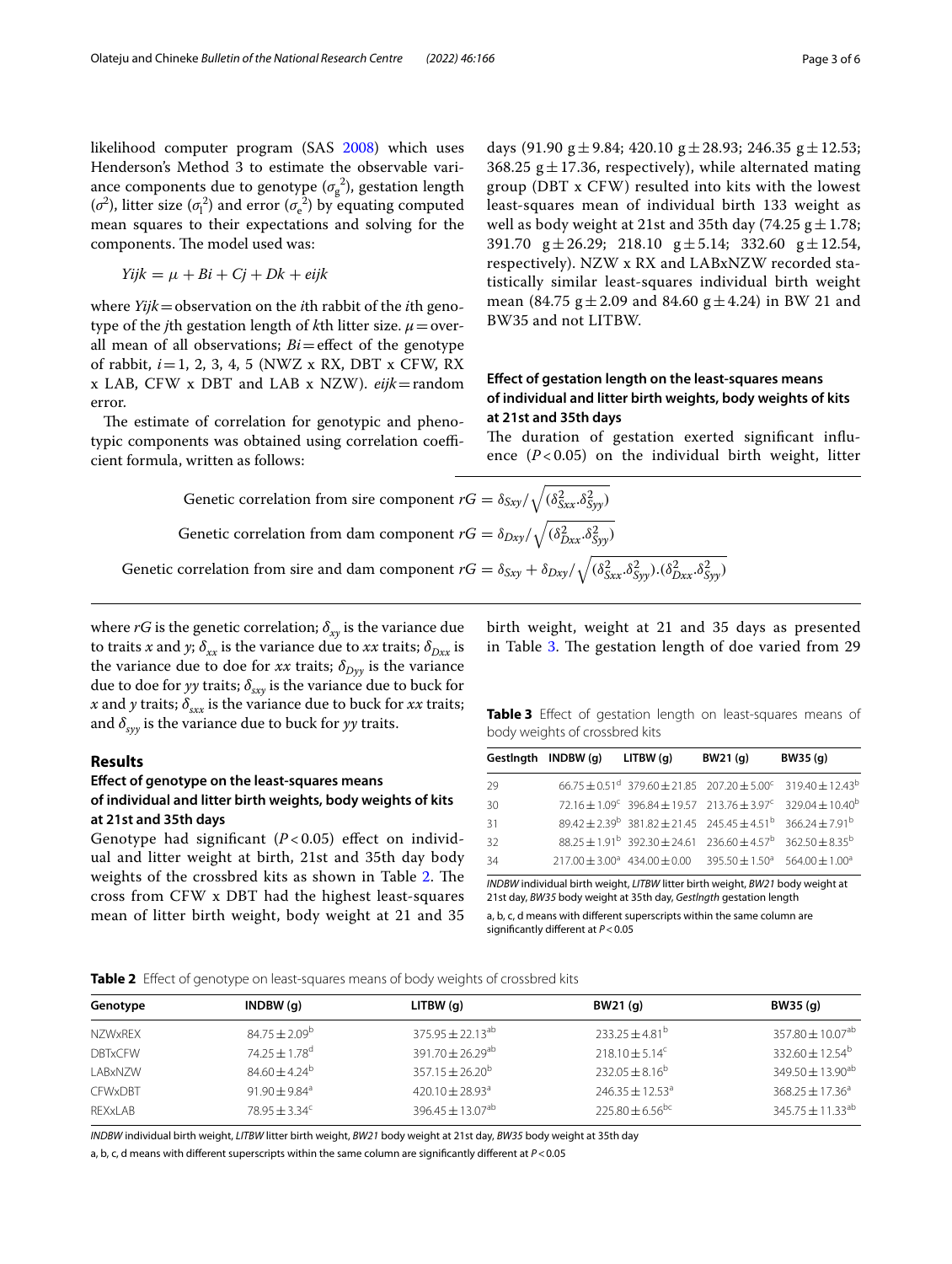likelihood computer program (SAS 2008) which uses Henderson's Method 3 to estimate the observable variance components due to genotype ($\sigma_g^2$), gestation length ($\sigma^2$), litter size ($\sigma_l^2$) and error ($\sigma_e^2$) by equating computed mean squares to their expectations and solving for the components. The model used was:

$$Yijk = \mu + Bi + Cj + Dk + eijk$$

where *Yijk* = observation on the *i*th rabbit of the *i*th genotype of the *j*th gestation length of *k*th litter size. $\mu$ = overall mean of all observations; *Bi* = effect of the genotype of rabbit, $i = 1, 2, 3, 4, 5$ (NWZ x RX, DBT x CFW, RX x LAB, CFW x DBT and LAB x NZW). *eijk* = random error.

The estimate of correlation for genotypic and phenotypic components was obtained using correlation coefficient formula, written as follows:

$$\text{Genetic correlation from sire component } rG = \delta_{Sxy} / \sqrt{(\delta^2_{Sxx}.\delta^2_{Syy})}$$

$$\text{Genetic correlation from dam component } rG = \delta_{Dxy} / \sqrt{(\delta^2_{Dxx}.\delta^2_{Syy})}$$

$$\text{Genetic correlation from sire and dam component } rG = \delta_{Sxy} + \delta_{Dxy} / \sqrt{(\delta^2_{Sxx}.\delta^2_{Syy}).(\delta^2_{Dxx}.\delta^2_{Syy})}$$

where *rG* is the genetic correlation; $\delta_{xy}$ is the variance due to traits *x* and *y*; $\delta_{xx}$ is the variance due to *xx* traits; $\delta_{Dxx}$ is the variance due to doe for *xx* traits; $\delta_{Dyy}$ is the variance due to doe for *yy* traits; $\delta_{sxy}$ is the variance due to buck for *x* and *y* traits; $\delta_{sxx}$ is the variance due to buck for *xx* traits; and $\delta_{syy}$ is the variance due to buck for *yy* traits.

## Results

### Effect of genotype on the least-squares means of individual and litter birth weights, body weights of kits at 21st and 35th days

Genotype had significant ($P < 0.05$) effect on individual and litter weight at birth, 21st and 35th day body weights of the crossbred kits as shown in Table 2. The cross from CFW x DBT had the highest least-squares mean of litter birth weight, body weight at 21 and 35 days (91.90 g ± 9.84; 420.10 g ± 28.93; 246.35 g ± 12.53; 368.25 g ± 17.36, respectively), while alternated mating group (DBT x CFW) resulted into kits with the lowest least-squares mean of individual birth 133 weight as well as body weight at 21st and 35th day (74.25 g ± 1.78; 391.70 g ± 26.29; 218.10 g ± 5.14; 332.60 g ± 12.54, respectively). NZW x RX and LABxNZW recorded statistically similar least-squares individual birth weight mean (84.75 g ± 2.09 and 84.60 g ± 4.24) in BW 21 and BW35 and not LITBW.

### Effect of gestation length on the least-squares means of individual and litter birth weights, body weights of kits at 21st and 35th days

The duration of gestation exerted significant influence ($P < 0.05$) on the individual birth weight, litter birth weight, weight at 21 and 35 days as presented in Table 3. The gestation length of doe varied from 29

**Table 3** Effect of gestation length on least-squares means of body weights of crossbred kits

| Gestlngth | INDBW (g) | LITBW (g) | BW21 (g) | BW35 (g) |
|---|---|---|---|---|
| 29 | 66.75 ± 0.51[d] | 379.60 ± 21.85 | 207.20 ± 5.00[c] | 319.40 ± 12.43[b] |
| 30 | 72.16 ± 1.09[c] | 396.84 ± 19.57 | 213.76 ± 3.97[c] | 329.04 ± 10.40[b] |
| 31 | 89.42 ± 2.39[b] | 381.82 ± 21.45 | 245.45 ± 4.51[b] | 366.24 ± 7.91[b] |
| 32 | 88.25 ± 1.91[b] | 392.30 ± 24.61 | 236.60 ± 4.57[b] | 362.50 ± 8.35[b] |
| 34 | 217.00 ± 3.00[a] | 434.00 ± 0.00 | 395.50 ± 1.50[a] | 564.00 ± 1.00[a] |

*INDBW* individual birth weight, *LITBW* litter birth weight, *BW21* body weight at 21st day, *BW35* body weight at 35th day, *Gestlngth* gestation length

a, b, c, d means with different superscripts within the same column are significantly different at $P < 0.05$

**Table 2** Effect of genotype on least-squares means of body weights of crossbred kits

| Genotype | INDBW (g) | LITBW (g) | BW21 (g) | BW35 (g) |
|---|---|---|---|---|
| NZWxREX | 84.75 ± 2.09[b] | 375.95 ± 22.13[ab] | 233.25 ± 4.81[b] | 357.80 ± 10.07[ab] |
| DBTxCFW | 74.25 ± 1.78[d] | 391.70 ± 26.29[ab] | 218.10 ± 5.14[c] | 332.60 ± 12.54[b] |
| LABxNZW | 84.60 ± 4.24[b] | 357.15 ± 26.20[b] | 232.05 ± 8.16[b] | 349.50 ± 13.90[ab] |
| CFWxDBT | 91.90 ± 9.84[a] | 420.10 ± 28.93[a] | 246.35 ± 12.53[a] | 368.25 ± 17.36[a] |
| REXxLAB | 78.95 ± 3.34[c] | 396.45 ± 13.07[ab] | 225.80 ± 6.56[bc] | 345.75 ± 11.33[ab] |

*INDBW* individual birth weight, *LITBW* litter birth weight, *BW21* body weight at 21st day, *BW35* body weight at 35th day

a, b, c, d means with different superscripts within the same column are significantly different at $P < 0.05$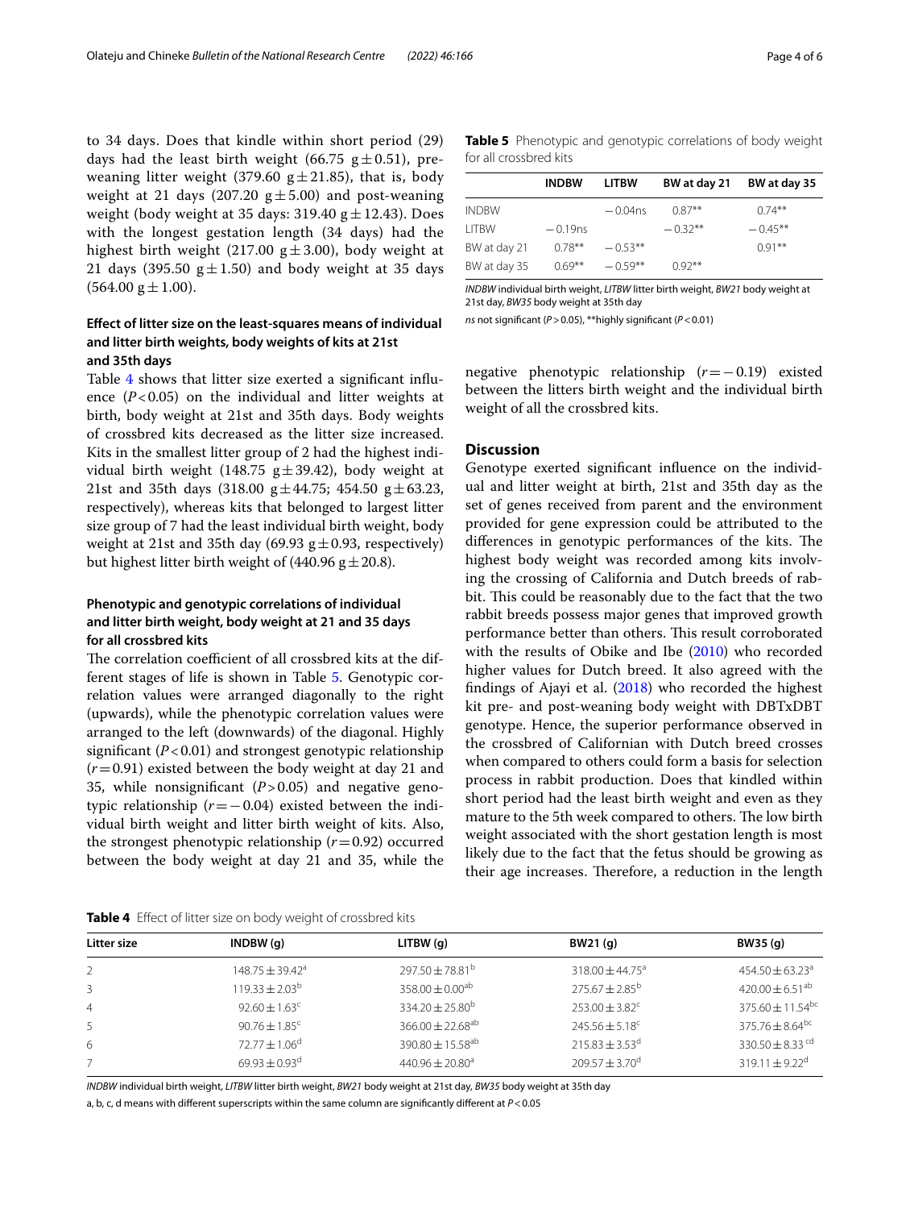to 34 days. Does that kindle within short period (29) days had the least birth weight (66.75 g ± 0.51), pre-weaning litter weight (379.60 g ± 21.85), that is, body weight at 21 days (207.20 g ± 5.00) and post-weaning weight (body weight at 35 days: 319.40 g ± 12.43). Does with the longest gestation length (34 days) had the highest birth weight (217.00 g ± 3.00), body weight at 21 days (395.50 g ± 1.50) and body weight at 35 days (564.00 g ± 1.00).

### Effect of litter size on the least-squares means of individual and litter birth weights, body weights of kits at 21st and 35th days

Table 4 shows that litter size exerted a significant influence ($P<0.05$) on the individual and litter weights at birth, body weight at 21st and 35th days. Body weights of crossbred kits decreased as the litter size increased. Kits in the smallest litter group of 2 had the highest individual birth weight (148.75 g ± 39.42), body weight at 21st and 35th days (318.00 g ± 44.75; 454.50 g ± 63.23, respectively), whereas kits that belonged to largest litter size group of 7 had the least individual birth weight, body weight at 21st and 35th day (69.93 g ± 0.93, respectively) but highest litter birth weight of (440.96 g ± 20.8).

### Phenotypic and genotypic correlations of individual and litter birth weight, body weight at 21 and 35 days for all crossbred kits

The correlation coefficient of all crossbred kits at the different stages of life is shown in Table 5. Genotypic correlation values were arranged diagonally to the right (upwards), while the phenotypic correlation values were arranged to the left (downwards) of the diagonal. Highly significant ($P<0.01$) and strongest genotypic relationship ($r=0.91$) existed between the body weight at day 21 and 35, while nonsignificant ($P>0.05$) and negative genotypic relationship ($r=-0.04$) existed between the individual birth weight and litter birth weight of kits. Also, the strongest phenotypic relationship ($r=0.92$) occurred between the body weight at day 21 and 35, while the negative phenotypic relationship ($r=-0.19$) existed between the litters birth weight and the individual birth weight of all the crossbred kits.

**Table 5** Phenotypic and genotypic correlations of body weight for all crossbred kits

| | INDBW | LITBW | BW at day 21 | BW at day 35 |
|---|---|---|---|---|
| INDBW | | −0.04ns | 0.87** | 0.74** |
| LITBW | −0.19ns | | −0.32** | −0.45** |
| BW at day 21 | 0.78** | −0.53** | | 0.91** |
| BW at day 35 | 0.69** | −0.59** | 0.92** | |

*INDBW* individual birth weight, *LITBW* litter birth weight, *BW21* body weight at 21st day, *BW35* body weight at 35th day

*ns* not significant ($P>0.05$), **highly significant ($P<0.01$)

## Discussion

Genotype exerted significant influence on the individual and litter weight at birth, 21st and 35th day as the set of genes received from parent and the environment provided for gene expression could be attributed to the differences in genotypic performances of the kits. The highest body weight was recorded among kits involving the crossing of California and Dutch breeds of rabbit. This could be reasonably due to the fact that the two rabbit breeds possess major genes that improved growth performance better than others. This result corroborated with the results of Obike and Ibe (2010) who recorded higher values for Dutch breed. It also agreed with the findings of Ajayi et al. (2018) who recorded the highest kit pre- and post-weaning body weight with DBTxDBT genotype. Hence, the superior performance observed in the crossbred of Californian with Dutch breed crosses when compared to others could form a basis for selection process in rabbit production. Does that kindled within short period had the least birth weight and even as they mature to the 5th week compared to others. The low birth weight associated with the short gestation length is most likely due to the fact that the fetus should be growing as their age increases. Therefore, a reduction in the length

**Table 4** Effect of litter size on body weight of crossbred kits

| Litter size | INDBW (g) | LITBW (g) | BW21 (g) | BW35 (g) |
|---|---|---|---|---|
| 2 | 148.75 ± 39.42[a] | 297.50 ± 78.81[b] | 318.00 ± 44.75[a] | 454.50 ± 63.23[a] |
| 3 | 119.33 ± 2.03[b] | 358.00 ± 0.00[ab] | 275.67 ± 2.85[b] | 420.00 ± 6.51[ab] |
| 4 | 92.60 ± 1.63[c] | 334.20 ± 25.80[b] | 253.00 ± 3.82[c] | 375.60 ± 11.54[bc] |
| 5 | 90.76 ± 1.85[c] | 366.00 ± 22.68[ab] | 245.56 ± 5.18[c] | 375.76 ± 8.64[bc] |
| 6 | 72.77 ± 1.06[d] | 390.80 ± 15.58[ab] | 215.83 ± 3.53[d] | 330.50 ± 8.33[cd] |
| 7 | 69.93 ± 0.93[d] | 440.96 ± 20.80[a] | 209.57 ± 3.70[d] | 319.11 ± 9.22[d] |

*INDBW* individual birth weight, *LITBW* litter birth weight, *BW21* body weight at 21st day, *BW35* body weight at 35th day

a, b, c, d means with different superscripts within the same column are significantly different at $P<0.05$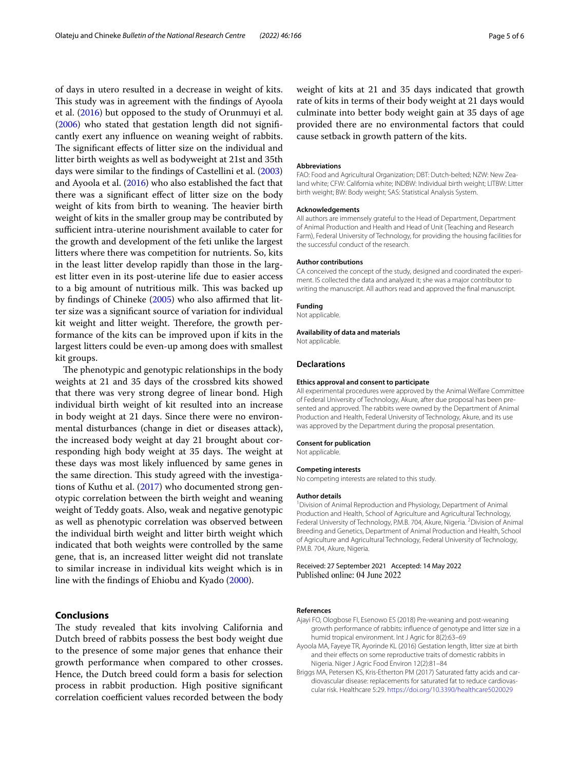of days in utero resulted in a decrease in weight of kits. This study was in agreement with the findings of Ayoola et al. (2016) but opposed to the study of Orunmuyi et al. (2006) who stated that gestation length did not significantly exert any influence on weaning weight of rabbits. The significant effects of litter size on the individual and litter birth weights as well as bodyweight at 21st and 35th days were similar to the findings of Castellini et al. (2003) and Ayoola et al. (2016) who also established the fact that there was a significant effect of litter size on the body weight of kits from birth to weaning. The heavier birth weight of kits in the smaller group may be contributed by sufficient intra-uterine nourishment available to cater for the growth and development of the feti unlike the largest litters where there was competition for nutrients. So, kits in the least litter develop rapidly than those in the largest litter even in its post-uterine life due to easier access to a big amount of nutritious milk. This was backed up by findings of Chineke (2005) who also affirmed that litter size was a significant source of variation for individual kit weight and litter weight. Therefore, the growth performance of the kits can be improved upon if kits in the largest litters could be even-up among does with smallest kit groups.

The phenotypic and genotypic relationships in the body weights at 21 and 35 days of the crossbred kits showed that there was very strong degree of linear bond. High individual birth weight of kit resulted into an increase in body weight at 21 days. Since there were no environmental disturbances (change in diet or diseases attack), the increased body weight at day 21 brought about corresponding high body weight at 35 days. The weight at these days was most likely influenced by same genes in the same direction. This study agreed with the investigations of Kuthu et al. (2017) who documented strong genotypic correlation between the birth weight and weaning weight of Teddy goats. Also, weak and negative genotypic as well as phenotypic correlation was observed between the individual birth weight and litter birth weight which indicated that both weights were controlled by the same gene, that is, an increased litter weight did not translate to similar increase in individual kits weight which is in line with the findings of Ehiobu and Kyado (2000).

## Conclusions

The study revealed that kits involving California and Dutch breed of rabbits possess the best body weight due to the presence of some major genes that enhance their growth performance when compared to other crosses. Hence, the Dutch breed could form a basis for selection process in rabbit production. High positive significant correlation coefficient values recorded between the body weight of kits at 21 and 35 days indicated that growth rate of kits in terms of their body weight at 21 days would culminate into better body weight gain at 35 days of age provided there are no environmental factors that could cause setback in growth pattern of the kits.

#### Abbreviations

FAO: Food and Agricultural Organization; DBT: Dutch-belted; NZW: New Zealand white; CFW: California white; INDBW: Individual birth weight; LITBW: Litter birth weight; BW: Body weight; SAS: Statistical Analysis System.

#### Acknowledgements

All authors are immensely grateful to the Head of Department, Department of Animal Production and Health and Head of Unit (Teaching and Research Farm), Federal University of Technology, for providing the housing facilities for the successful conduct of the research.

#### Author contributions

CA conceived the concept of the study, designed and coordinated the experiment. IS collected the data and analyzed it; she was a major contributor to writing the manuscript. All authors read and approved the final manuscript.

#### Funding

Not applicable.

#### Availability of data and materials

Not applicable.

### Declarations

#### Ethics approval and consent to participate

All experimental procedures were approved by the Animal Welfare Committee of Federal University of Technology, Akure, after due proposal has been presented and approved. The rabbits were owned by the Department of Animal Production and Health, Federal University of Technology, Akure, and its use was approved by the Department during the proposal presentation.

#### Consent for publication

Not applicable.

#### Competing interests

No competing interests are related to this study.

#### Author details

[1]Division of Animal Reproduction and Physiology, Department of Animal Production and Health, School of Agriculture and Agricultural Technology, Federal University of Technology, P.M.B. 704, Akure, Nigeria. [2]Division of Animal Breeding and Genetics, Department of Animal Production and Health, School of Agriculture and Agricultural Technology, Federal University of Technology, P.M.B. 704, Akure, Nigeria.

Received: 27 September 2021 Accepted: 14 May 2022
Published online: 04 June 2022

#### References

Ajayi FO, Ologbose FI, Esenowo ES (2018) Pre-weaning and post-weaning growth performance of rabbits: influence of genotype and litter size in a humid tropical environment. Int J Agric for 8(2):63–69

Ayoola MA, Fayeye TR, Ayorinde KL (2016) Gestation length, litter size at birth and their effects on some reproductive traits of domestic rabbits in Nigeria. Niger J Agric Food Environ 12(2):81–84

Briggs MA, Petersen KS, Kris-Etherton PM (2017) Saturated fatty acids and cardiovascular disease: replacements for saturated fat to reduce cardiovascular risk. Healthcare 5:29. https://doi.org/10.3390/healthcare5020029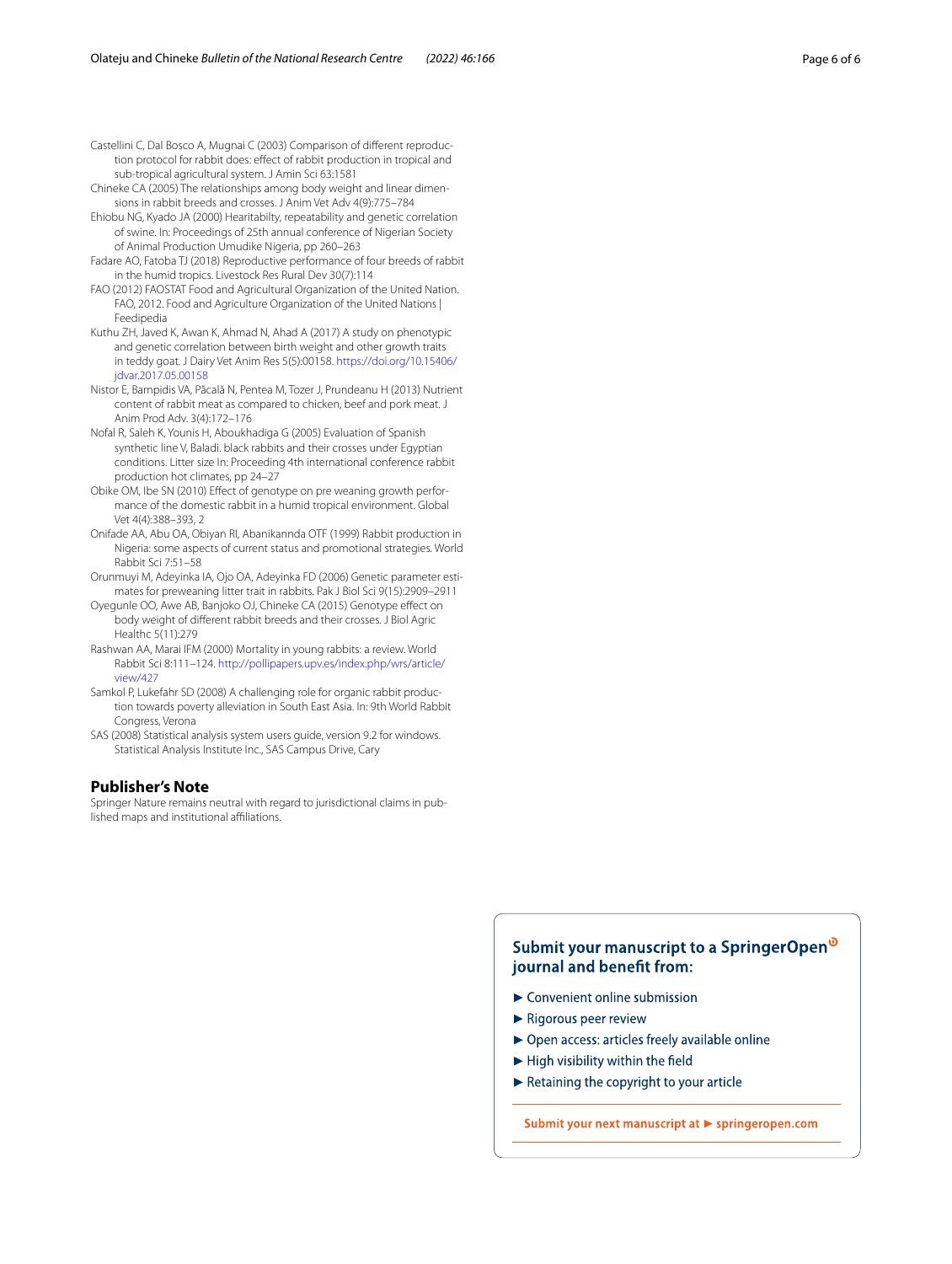Castellini C, Dal Bosco A, Mugnai C (2003) Comparison of different reproduction protocol for rabbit does: effect of rabbit production in tropical and sub-tropical agricultural system. J Amin Sci 63:1581

Chineke CA (2005) The relationships among body weight and linear dimensions in rabbit breeds and crosses. J Anim Vet Adv 4(9):775–784

Ehiobu NG, Kyado JA (2000) Hearitabilty, repeatability and genetic correlation of swine. In: Proceedings of 25th annual conference of Nigerian Society of Animal Production Umudike Nigeria, pp 260–263

Fadare AO, Fatoba TJ (2018) Reproductive performance of four breeds of rabbit in the humid tropics. Livestock Res Rural Dev 30(7):114

FAO (2012) FAOSTAT Food and Agricultural Organization of the United Nation. FAO, 2012. Food and Agriculture Organization of the United Nations | Feedipedia

Kuthu ZH, Javed K, Awan K, Ahmad N, Ahad A (2017) A study on phenotypic and genetic correlation between birth weight and other growth traits in teddy goat. J Dairy Vet Anim Res 5(5):00158. https://doi.org/10.15406/jdvar.2017.05.00158

Nistor E, Bampidis VA, Păcală N, Pentea M, Tozer J, Prundeanu H (2013) Nutrient content of rabbit meat as compared to chicken, beef and pork meat. J Anim Prod Adv. 3(4):172–176

Nofal R, Saleh K, Younis H, Aboukhadiga G (2005) Evaluation of Spanish synthetic line V, Baladi. black rabbits and their crosses under Egyptian conditions. Litter size In: Proceeding 4th international conference rabbit production hot climates, pp 24–27

Obike OM, Ibe SN (2010) Effect of genotype on pre weaning growth performance of the domestic rabbit in a humid tropical environment. Global Vet 4(4):388–393, 2

Onifade AA, Abu OA, Obiyan RI, Abanikannda OTF (1999) Rabbit production in Nigeria: some aspects of current status and promotional strategies. World Rabbit Sci 7:51–58

Orunmuyi M, Adeyinka IA, Ojo OA, Adeyinka FD (2006) Genetic parameter estimates for preweaning litter trait in rabbits. Pak J Biol Sci 9(15):2909–2911

Oyegunle OO, Awe AB, Banjoko OJ, Chineke CA (2015) Genotype effect on body weight of different rabbit breeds and their crosses. J Biol Agric Healthc 5(11):279

Rashwan AA, Marai IFM (2000) Mortality in young rabbits: a review. World Rabbit Sci 8:111–124. http://pollipapers.upv.es/index.php/wrs/article/view/427

Samkol P, Lukefahr SD (2008) A challenging role for organic rabbit production towards poverty alleviation in South East Asia. In: 9th World Rabbit Congress, Verona

SAS (2008) Statistical analysis system users guide, version 9.2 for windows. Statistical Analysis Institute Inc., SAS Campus Drive, Cary

## Publisher's Note

Springer Nature remains neutral with regard to jurisdictional claims in published maps and institutional affiliations.

**Submit your manuscript to a SpringerOpen journal and benefit from:**

- Convenient online submission
- Rigorous peer review
- Open access: articles freely available online
- High visibility within the field
- Retaining the copyright to your article

**Submit your next manuscript at ▶ springeropen.com**